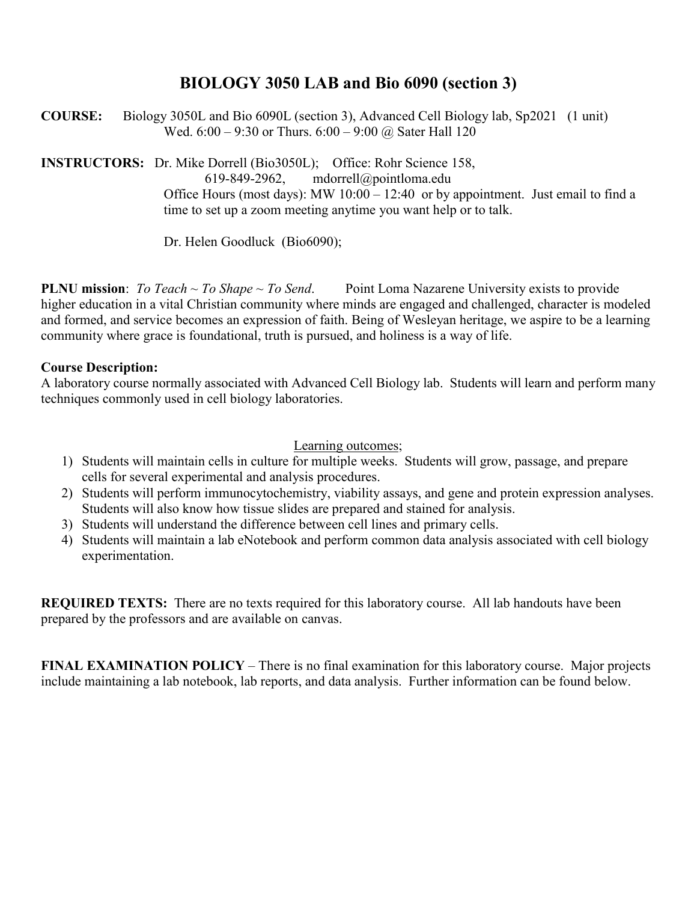# BIOLOGY 3050 LAB and Bio 6090 (section 3)

**COURSE:** Biology 3050L and Bio 6090L (section 3), Advanced Cell Biology lab, Sp2021 (1 unit)
Wed. 6:00 – 9:30 or Thurs. 6:00 – 9:00 @ Sater Hall 120

**INSTRUCTORS:** Dr. Mike Dorrell (Bio3050L); Office: Rohr Science 158,
619-849-2962, mdorrell@pointloma.edu
Office Hours (most days): MW 10:00 – 12:40 or by appointment. Just email to find a time to set up a zoom meeting anytime you want help or to talk.

Dr. Helen Goodluck (Bio6090);

**PLNU mission**: *To Teach ~ To Shape ~ To Send*. Point Loma Nazarene University exists to provide higher education in a vital Christian community where minds are engaged and challenged, character is modeled and formed, and service becomes an expression of faith. Being of Wesleyan heritage, we aspire to be a learning community where grace is foundational, truth is pursued, and holiness is a way of life.

**Course Description:**
A laboratory course normally associated with Advanced Cell Biology lab. Students will learn and perform many techniques commonly used in cell biology laboratories.

Learning outcomes;

1) Students will maintain cells in culture for multiple weeks. Students will grow, passage, and prepare cells for several experimental and analysis procedures.
2) Students will perform immunocytochemistry, viability assays, and gene and protein expression analyses. Students will also know how tissue slides are prepared and stained for analysis.
3) Students will understand the difference between cell lines and primary cells.
4) Students will maintain a lab eNotebook and perform common data analysis associated with cell biology experimentation.

**REQUIRED TEXTS:** There are no texts required for this laboratory course. All lab handouts have been prepared by the professors and are available on canvas.

**FINAL EXAMINATION POLICY** – There is no final examination for this laboratory course. Major projects include maintaining a lab notebook, lab reports, and data analysis. Further information can be found below.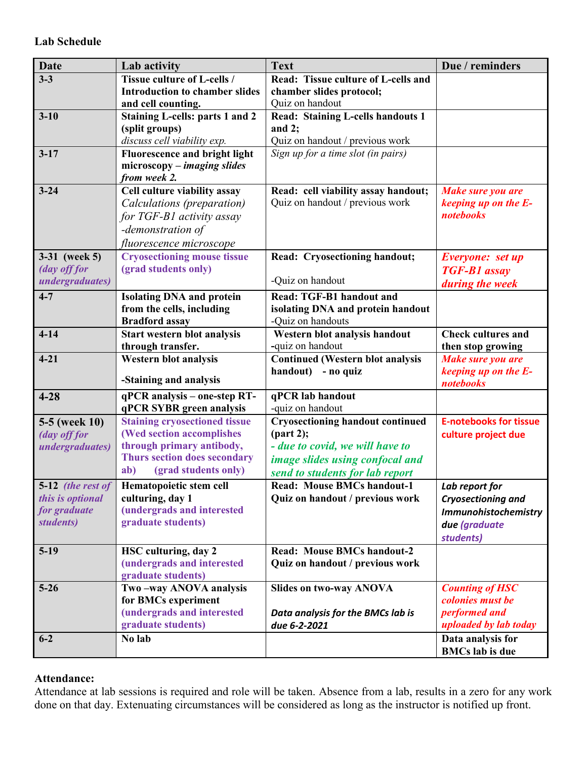**Lab Schedule**

| Date | Lab activity | Text | Due / reminders |
|---|---|---|---|
| **3-3** | **Tissue culture of L-cells / Introduction to chamber slides and cell counting.** | **Read: Tissue culture of L-cells and chamber slides protocol;** Quiz on handout | |
| **3-10** | **Staining L-cells: parts 1 and 2 (split groups)** *discuss cell viability exp.* | **Read: Staining L-cells handouts 1 and 2;** Quiz on handout / previous work | |
| **3-17** | **Fluorescence and bright light microscopy –** ***imaging slides from week 2.*** | *Sign up for a time slot (in pairs)* | |
| **3-24** | **Cell culture viability assay** *Calculations (preparation) for TGF-B1 activity assay -demonstration of fluorescence microscope* | **Read: cell viability assay handout;** Quiz on handout / previous work | ***Make sure you are keeping up on the E-notebooks*** |
| **3-31 (week 5)** ***(day off for undergraduates)*** | **Cryosectioning mouse tissue (grad students only)** | **Read: Cryosectioning handout;** -Quiz on handout | ***Everyone: set up TGF-B1 assay during the week*** |
| **4-7** | **Isolating DNA and protein from the cells, including Bradford assay** | **Read: TGF-B1 handout and isolating DNA and protein handout** -Quiz on handouts | |
| **4-14** | **Start western blot analysis through transfer.** | **Western blot analysis handout** **-**quiz on handout | **Check cultures and then stop growing** |
| **4-21** | **Western blot analysis** **-Staining and analysis** | **Continued (Western blot analysis handout) - no quiz** | ***Make sure you are keeping up on the E-notebooks*** |
| **4-28** | **qPCR analysis – one-step RT-qPCR SYBR green analysis** | **qPCR lab handout** -quiz on handout | |
| **5-5 (week 10)** ***(day off for undergraduates)*** | **Staining cryosectioned tissue (Wed section accomplishes through primary antibody, Thurs section does secondary ab) (grad students only)** | **Cryosectioning handout continued (part 2);** ***- due to covid, we will have to image slides using confocal and send to students for lab report*** | **E-notebooks for tissue culture project due** |
| **5-12** ***(the rest of this is optional for graduate students)*** | **Hematopoietic stem cell culturing, day 1 (undergrads and interested graduate students)** | **Read: Mouse BMCs handout-1 Quiz on handout / previous work** | ***Lab report for Cryosectioning and Immunohistochemistry due (graduate students)*** |
| **5-19** | **HSC culturing, day 2 (undergrads and interested graduate students)** | **Read: Mouse BMCs handout-2 Quiz on handout / previous work** | |
| **5-26** | **Two –way ANOVA analysis for BMCs experiment (undergrads and interested graduate students)** | **Slides on two-way ANOVA** ***Data analysis for the BMCs lab is due 6-2-2021*** | ***Counting of HSC colonies must be performed and uploaded by lab today*** |
| **6-2** | **No lab** | | **Data analysis for BMCs lab is due** |

**Attendance:**
Attendance at lab sessions is required and role will be taken. Absence from a lab, results in a zero for any work done on that day. Extenuating circumstances will be considered as long as the instructor is notified up front.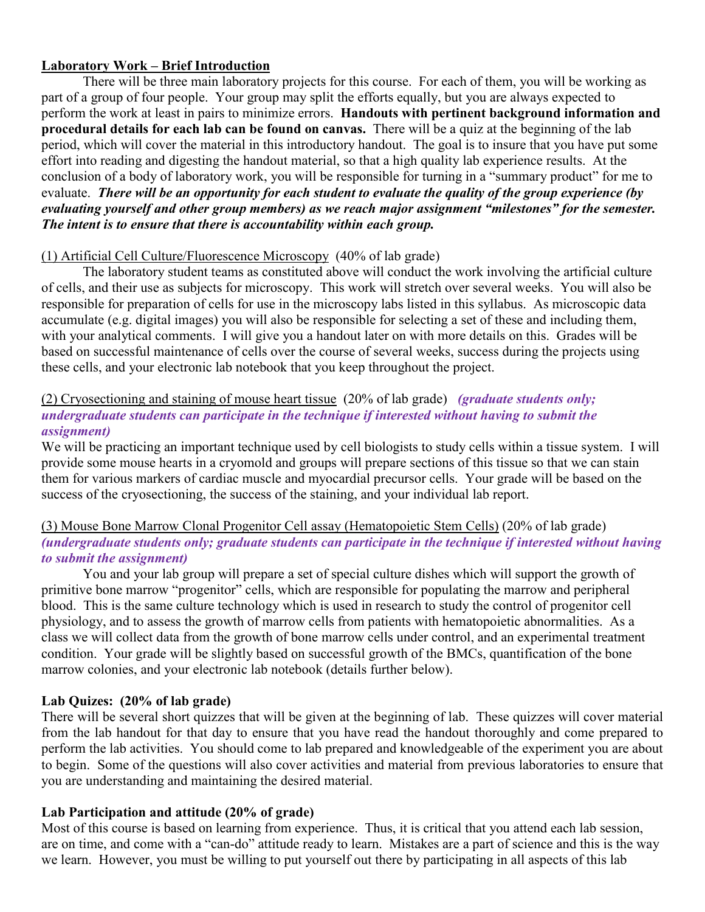**Laboratory Work – Brief Introduction**

There will be three main laboratory projects for this course. For each of them, you will be working as part of a group of four people. Your group may split the efforts equally, but you are always expected to perform the work at least in pairs to minimize errors. **Handouts with pertinent background information and procedural details for each lab can be found on canvas.** There will be a quiz at the beginning of the lab period, which will cover the material in this introductory handout. The goal is to insure that you have put some effort into reading and digesting the handout material, so that a high quality lab experience results. At the conclusion of a body of laboratory work, you will be responsible for turning in a "summary product" for me to evaluate. ***There will be an opportunity for each student to evaluate the quality of the group experience (by evaluating yourself and other group members) as we reach major assignment "milestones" for the semester. The intent is to ensure that there is accountability within each group.***

(1) Artificial Cell Culture/Fluorescence Microscopy (40% of lab grade)

The laboratory student teams as constituted above will conduct the work involving the artificial culture of cells, and their use as subjects for microscopy. This work will stretch over several weeks. You will also be responsible for preparation of cells for use in the microscopy labs listed in this syllabus. As microscopic data accumulate (e.g. digital images) you will also be responsible for selecting a set of these and including them, with your analytical comments. I will give you a handout later on with more details on this. Grades will be based on successful maintenance of cells over the course of several weeks, success during the projects using these cells, and your electronic lab notebook that you keep throughout the project.

(2) Cryosectioning and staining of mouse heart tissue (20% of lab grade) ***(graduate students only; undergraduate students can participate in the technique if interested without having to submit the assignment)***

We will be practicing an important technique used by cell biologists to study cells within a tissue system. I will provide some mouse hearts in a cryomold and groups will prepare sections of this tissue so that we can stain them for various markers of cardiac muscle and myocardial precursor cells. Your grade will be based on the success of the cryosectioning, the success of the staining, and your individual lab report.

(3) Mouse Bone Marrow Clonal Progenitor Cell assay (Hematopoietic Stem Cells) (20% of lab grade) ***(undergraduate students only; graduate students can participate in the technique if interested without having to submit the assignment)***

You and your lab group will prepare a set of special culture dishes which will support the growth of primitive bone marrow "progenitor" cells, which are responsible for populating the marrow and peripheral blood. This is the same culture technology which is used in research to study the control of progenitor cell physiology, and to assess the growth of marrow cells from patients with hematopoietic abnormalities. As a class we will collect data from the growth of bone marrow cells under control, and an experimental treatment condition. Your grade will be slightly based on successful growth of the BMCs, quantification of the bone marrow colonies, and your electronic lab notebook (details further below).

**Lab Quizes: (20% of lab grade)**

There will be several short quizzes that will be given at the beginning of lab. These quizzes will cover material from the lab handout for that day to ensure that you have read the handout thoroughly and come prepared to perform the lab activities. You should come to lab prepared and knowledgeable of the experiment you are about to begin. Some of the questions will also cover activities and material from previous laboratories to ensure that you are understanding and maintaining the desired material.

**Lab Participation and attitude (20% of grade)**

Most of this course is based on learning from experience. Thus, it is critical that you attend each lab session, are on time, and come with a "can-do" attitude ready to learn. Mistakes are a part of science and this is the way we learn. However, you must be willing to put yourself out there by participating in all aspects of this lab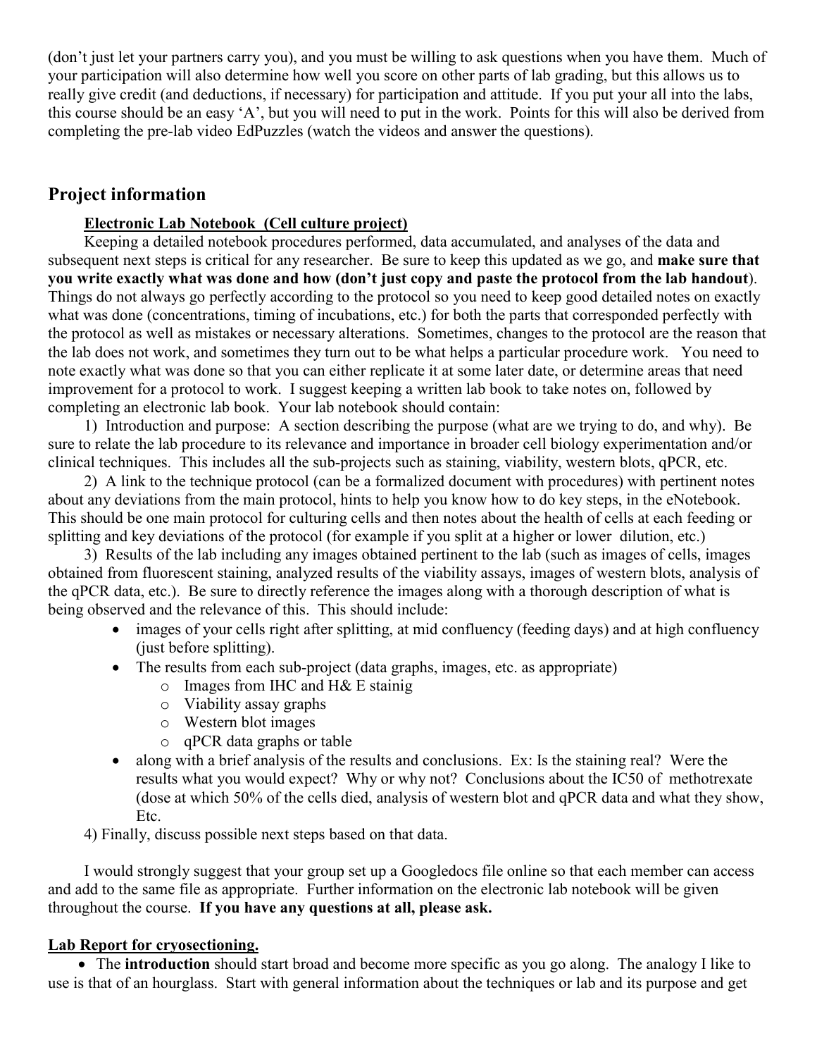(don't just let your partners carry you), and you must be willing to ask questions when you have them. Much of your participation will also determine how well you score on other parts of lab grading, but this allows us to really give credit (and deductions, if necessary) for participation and attitude. If you put your all into the labs, this course should be an easy 'A', but you will need to put in the work. Points for this will also be derived from completing the pre-lab video EdPuzzles (watch the videos and answer the questions).

## Project information

**Electronic Lab Notebook (Cell culture project)**

Keeping a detailed notebook procedures performed, data accumulated, and analyses of the data and subsequent next steps is critical for any researcher. Be sure to keep this updated as we go, and **make sure that you write exactly what was done and how (don't just copy and paste the protocol from the lab handout)**. Things do not always go perfectly according to the protocol so you need to keep good detailed notes on exactly what was done (concentrations, timing of incubations, etc.) for both the parts that corresponded perfectly with the protocol as well as mistakes or necessary alterations. Sometimes, changes to the protocol are the reason that the lab does not work, and sometimes they turn out to be what helps a particular procedure work. You need to note exactly what was done so that you can either replicate it at some later date, or determine areas that need improvement for a protocol to work. I suggest keeping a written lab book to take notes on, followed by completing an electronic lab book. Your lab notebook should contain:

1) Introduction and purpose: A section describing the purpose (what are we trying to do, and why). Be sure to relate the lab procedure to its relevance and importance in broader cell biology experimentation and/or clinical techniques. This includes all the sub-projects such as staining, viability, western blots, qPCR, etc.

2) A link to the technique protocol (can be a formalized document with procedures) with pertinent notes about any deviations from the main protocol, hints to help you know how to do key steps, in the eNotebook. This should be one main protocol for culturing cells and then notes about the health of cells at each feeding or splitting and key deviations of the protocol (for example if you split at a higher or lower dilution, etc.)

3) Results of the lab including any images obtained pertinent to the lab (such as images of cells, images obtained from fluorescent staining, analyzed results of the viability assays, images of western blots, analysis of the qPCR data, etc.). Be sure to directly reference the images along with a thorough description of what is being observed and the relevance of this. This should include:

- images of your cells right after splitting, at mid confluency (feeding days) and at high confluency (just before splitting).
- The results from each sub-project (data graphs, images, etc. as appropriate)
  - Images from IHC and H& E stainig
  - Viability assay graphs
  - Western blot images
  - qPCR data graphs or table
- along with a brief analysis of the results and conclusions. Ex: Is the staining real? Were the results what you would expect? Why or why not? Conclusions about the IC50 of methotrexate (dose at which 50% of the cells died, analysis of western blot and qPCR data and what they show, Etc.

4) Finally, discuss possible next steps based on that data.

I would strongly suggest that your group set up a Googledocs file online so that each member can access and add to the same file as appropriate. Further information on the electronic lab notebook will be given throughout the course. **If you have any questions at all, please ask.**

**Lab Report for cryosectioning.**

- The **introduction** should start broad and become more specific as you go along. The analogy I like to use is that of an hourglass. Start with general information about the techniques or lab and its purpose and get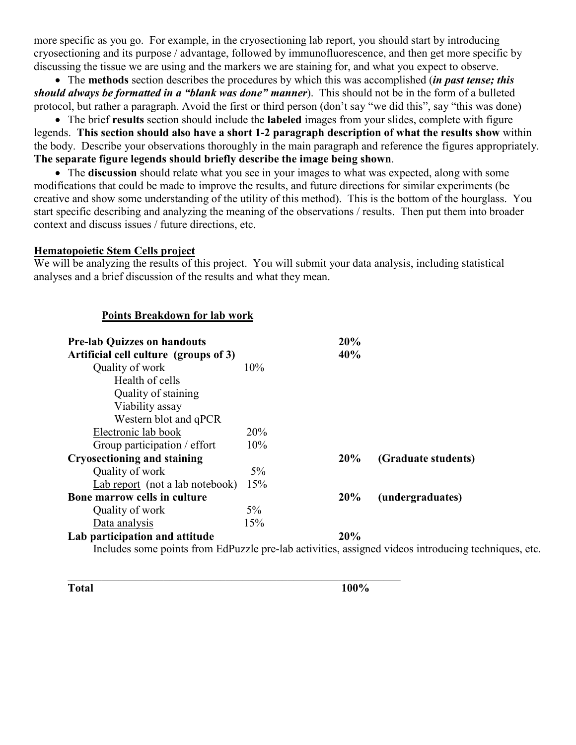more specific as you go. For example, in the cryosectioning lab report, you should start by introducing cryosectioning and its purpose / advantage, followed by immunofluorescence, and then get more specific by discussing the tissue we are using and the markers we are staining for, and what you expect to observe.

- The **methods** section describes the procedures by which this was accomplished (***in past tense; this should always be formatted in a "blank was done" manner***). This should not be in the form of a bulleted protocol, but rather a paragraph. Avoid the first or third person (don't say "we did this", say "this was done)
- The brief **results** section should include the **labeled** images from your slides, complete with figure legends. **This section should also have a short 1-2 paragraph description of what the results show** within the body. Describe your observations thoroughly in the main paragraph and reference the figures appropriately. **The separate figure legends should briefly describe the image being shown**.
- The **discussion** should relate what you see in your images to what was expected, along with some modifications that could be made to improve the results, and future directions for similar experiments (be creative and show some understanding of the utility of this method). This is the bottom of the hourglass. You start specific describing and analyzing the meaning of the observations / results. Then put them into broader context and discuss issues / future directions, etc.

### Hematopoietic Stem Cells project

We will be analyzing the results of this project. You will submit your data analysis, including statistical analyses and a brief discussion of the results and what they mean.

#### Points Breakdown for lab work

| | | | |
|---|---|---|---|
| **Pre-lab Quizzes on handouts** | | **20%** | |
| **Artificial cell culture (groups of 3)** | | **40%** | |
| Quality of work | 10% | | |
| Health of cells | | | |
| Quality of staining | | | |
| Viability assay | | | |
| Western blot and qPCR | | | |
| Electronic lab book | 20% | | |
| Group participation / effort | 10% | | |
| **Cryosectioning and staining** | | **20%** | **(Graduate students)** |
| Quality of work | 5% | | |
| Lab report (not a lab notebook) | 15% | | |
| **Bone marrow cells in culture** | | **20%** | **(undergraduates)** |
| Quality of work | 5% | | |
| Data analysis | 15% | | |
| **Lab participation and attitude** | | **20%** | |

Includes some points from EdPuzzle pre-lab activities, assigned videos introducing techniques, etc.

| | |
|---|---|
| **Total** | **100%** |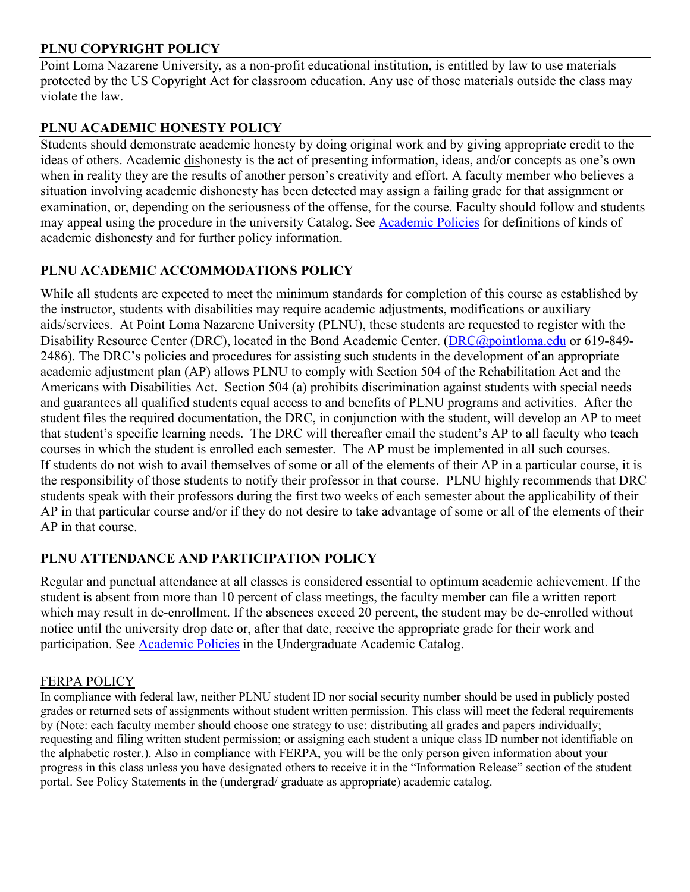## PLNU COPYRIGHT POLICY

Point Loma Nazarene University, as a non-profit educational institution, is entitled by law to use materials protected by the US Copyright Act for classroom education. Any use of those materials outside the class may violate the law.

## PLNU ACADEMIC HONESTY POLICY

Students should demonstrate academic honesty by doing original work and by giving appropriate credit to the ideas of others. Academic dishonesty is the act of presenting information, ideas, and/or concepts as one's own when in reality they are the results of another person's creativity and effort. A faculty member who believes a situation involving academic dishonesty has been detected may assign a failing grade for that assignment or examination, or, depending on the seriousness of the offense, for the course. Faculty should follow and students may appeal using the procedure in the university Catalog. See [Academic Policies] for definitions of kinds of academic dishonesty and for further policy information.

## PLNU ACADEMIC ACCOMMODATIONS POLICY

While all students are expected to meet the minimum standards for completion of this course as established by the instructor, students with disabilities may require academic adjustments, modifications or auxiliary aids/services. At Point Loma Nazarene University (PLNU), these students are requested to register with the Disability Resource Center (DRC), located in the Bond Academic Center. (DRC@pointloma.edu or 619-849-2486). The DRC's policies and procedures for assisting such students in the development of an appropriate academic adjustment plan (AP) allows PLNU to comply with Section 504 of the Rehabilitation Act and the Americans with Disabilities Act. Section 504 (a) prohibits discrimination against students with special needs and guarantees all qualified students equal access to and benefits of PLNU programs and activities. After the student files the required documentation, the DRC, in conjunction with the student, will develop an AP to meet that student's specific learning needs. The DRC will thereafter email the student's AP to all faculty who teach courses in which the student is enrolled each semester. The AP must be implemented in all such courses. If students do not wish to avail themselves of some or all of the elements of their AP in a particular course, it is the responsibility of those students to notify their professor in that course. PLNU highly recommends that DRC students speak with their professors during the first two weeks of each semester about the applicability of their AP in that particular course and/or if they do not desire to take advantage of some or all of the elements of their AP in that course.

## PLNU ATTENDANCE AND PARTICIPATION POLICY

Regular and punctual attendance at all classes is considered essential to optimum academic achievement. If the student is absent from more than 10 percent of class meetings, the faculty member can file a written report which may result in de-enrollment. If the absences exceed 20 percent, the student may be de-enrolled without notice until the university drop date or, after that date, receive the appropriate grade for their work and participation. See [Academic Policies] in the Undergraduate Academic Catalog.

## FERPA POLICY

In compliance with federal law, neither PLNU student ID nor social security number should be used in publicly posted grades or returned sets of assignments without student written permission. This class will meet the federal requirements by (Note: each faculty member should choose one strategy to use: distributing all grades and papers individually; requesting and filing written student permission; or assigning each student a unique class ID number not identifiable on the alphabetic roster.). Also in compliance with FERPA, you will be the only person given information about your progress in this class unless you have designated others to receive it in the "Information Release" section of the student portal. See Policy Statements in the (undergrad/ graduate as appropriate) academic catalog.